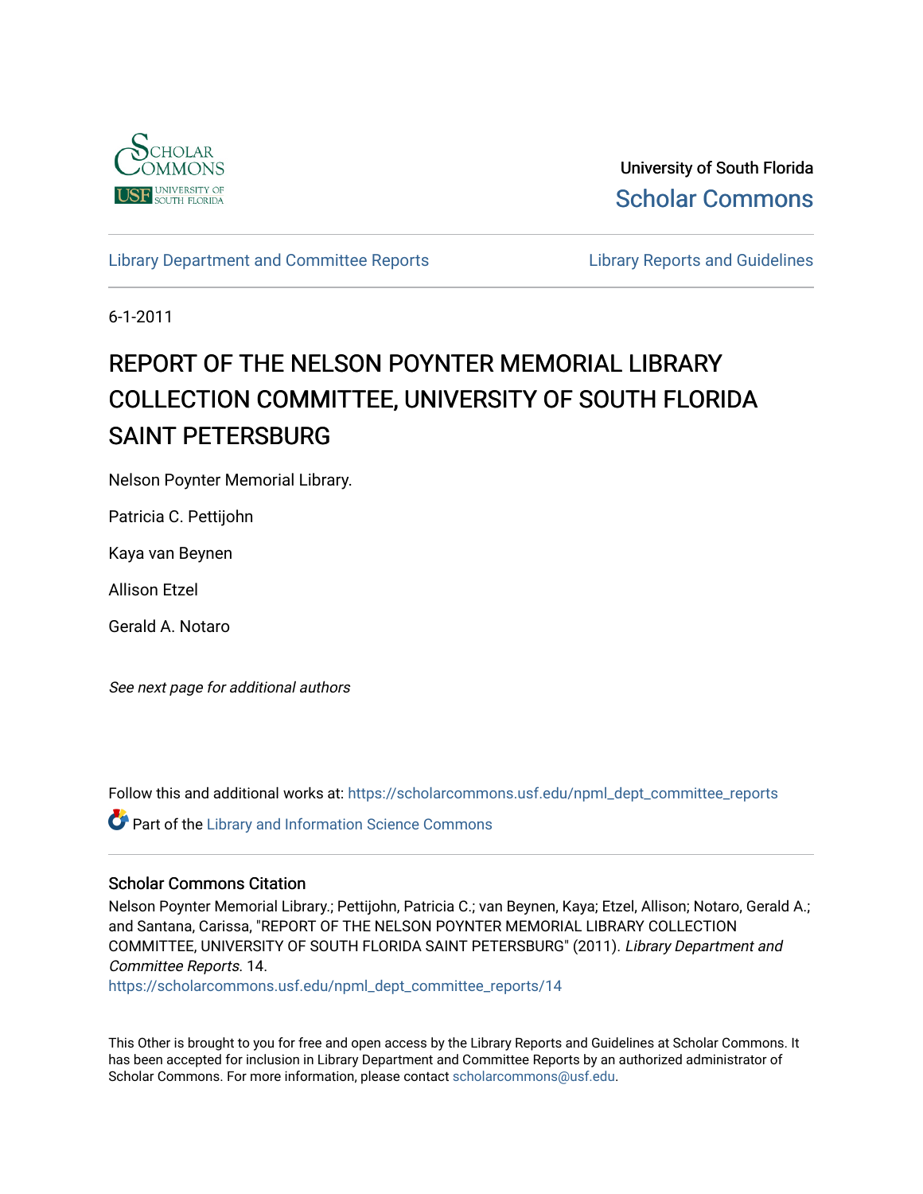University of South Florida

Scholar Commons

Library Department and Committee Reports

Library Reports and Guidelines

6-1-2011

# REPORT OF THE NELSON POYNTER MEMORIAL LIBRARY COLLECTION COMMITTEE, UNIVERSITY OF SOUTH FLORIDA SAINT PETERSBURG

Nelson Poynter Memorial Library.

Patricia C. Pettijohn

Kaya van Beynen

Allison Etzel

Gerald A. Notaro

*See next page for additional authors*

Follow this and additional works at: https://scholarcommons.usf.edu/npml_dept_committee_reports

Part of the Library and Information Science Commons

## Scholar Commons Citation

Nelson Poynter Memorial Library.; Pettijohn, Patricia C.; van Beynen, Kaya; Etzel, Allison; Notaro, Gerald A.; and Santana, Carissa, "REPORT OF THE NELSON POYNTER MEMORIAL LIBRARY COLLECTION COMMITTEE, UNIVERSITY OF SOUTH FLORIDA SAINT PETERSBURG" (2011). *Library Department and Committee Reports*. 14.
https://scholarcommons.usf.edu/npml_dept_committee_reports/14

This Other is brought to you for free and open access by the Library Reports and Guidelines at Scholar Commons. It has been accepted for inclusion in Library Department and Committee Reports by an authorized administrator of Scholar Commons. For more information, please contact scholarcommons@usf.edu.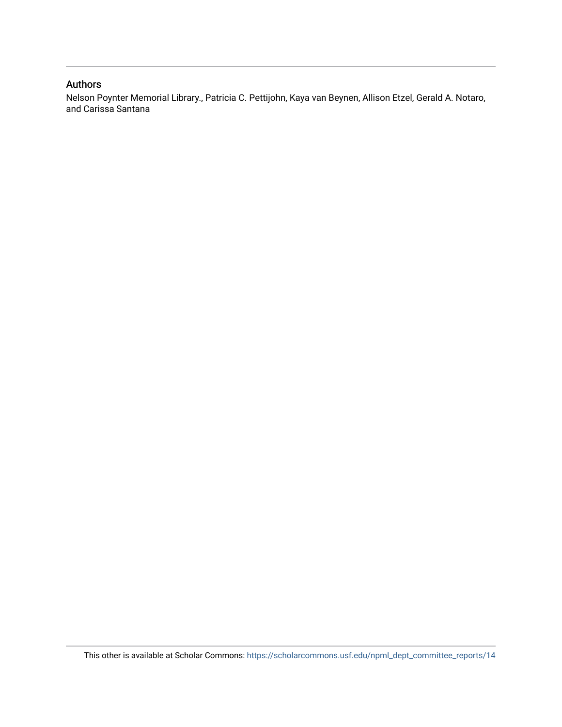## Authors

Nelson Poynter Memorial Library., Patricia C. Pettijohn, Kaya van Beynen, Allison Etzel, Gerald A. Notaro, and Carissa Santana

This other is available at Scholar Commons: https://scholarcommons.usf.edu/npml_dept_committee_reports/14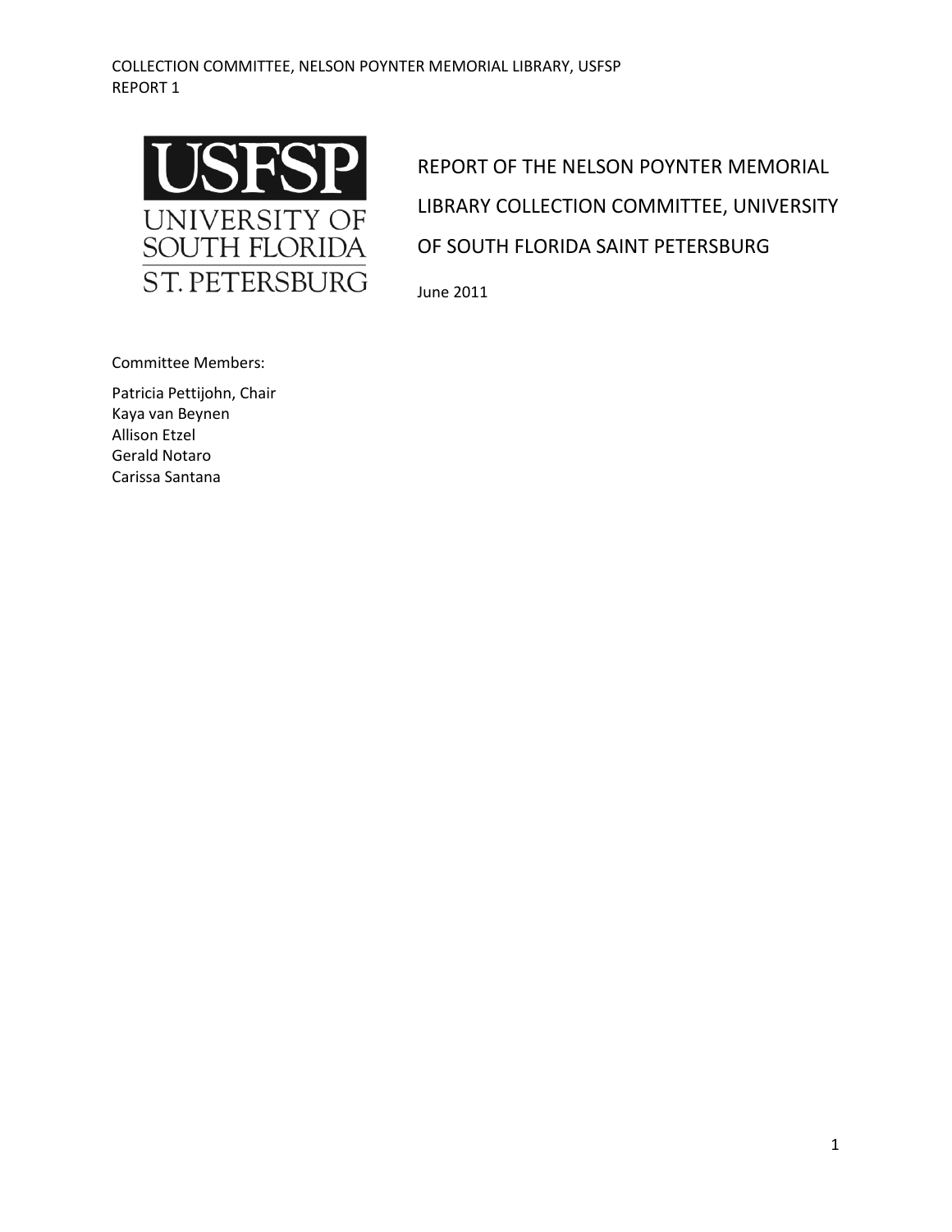# REPORT OF THE NELSON POYNTER MEMORIAL LIBRARY COLLECTION COMMITTEE, UNIVERSITY OF SOUTH FLORIDA SAINT PETERSBURG

June 2011

Committee Members:

Patricia Pettijohn, Chair
Kaya van Beynen
Allison Etzel
Gerald Notaro
Carissa Santana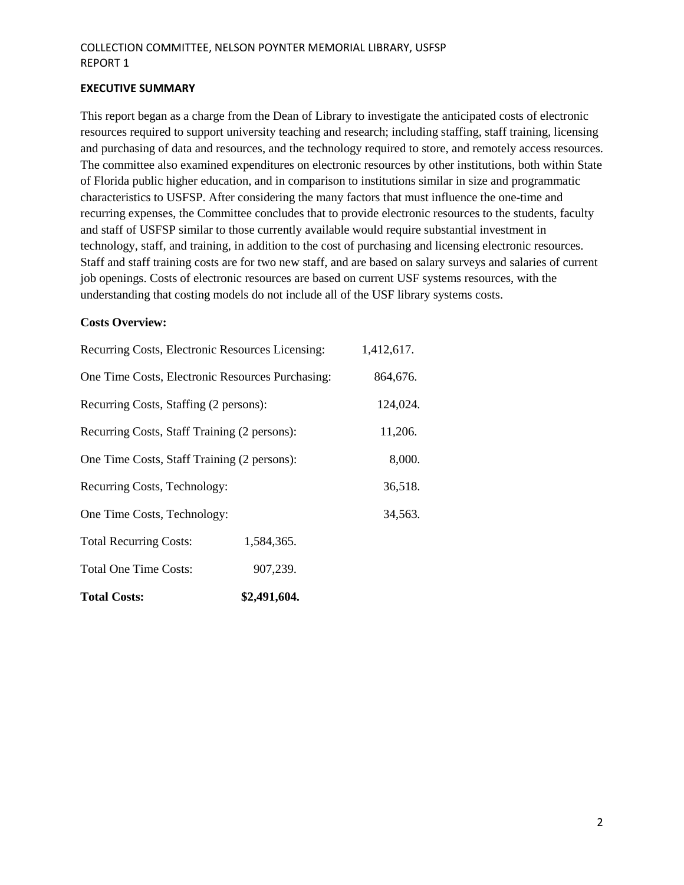## EXECUTIVE SUMMARY

This report began as a charge from the Dean of Library to investigate the anticipated costs of electronic resources required to support university teaching and research; including staffing, staff training, licensing and purchasing of data and resources, and the technology required to store, and remotely access resources. The committee also examined expenditures on electronic resources by other institutions, both within State of Florida public higher education, and in comparison to institutions similar in size and programmatic characteristics to USFSP. After considering the many factors that must influence the one-time and recurring expenses, the Committee concludes that to provide electronic resources to the students, faculty and staff of USFSP similar to those currently available would require substantial investment in technology, staff, and training, in addition to the cost of purchasing and licensing electronic resources. Staff and staff training costs are for two new staff, and are based on salary surveys and salaries of current job openings. Costs of electronic resources are based on current USF systems resources, with the understanding that costing models do not include all of the USF library systems costs.

**Costs Overview:**

| | | |
|---|---|---|
| Recurring Costs, Electronic Resources Licensing: | | 1,412,617. |
| One Time Costs, Electronic Resources Purchasing: | | 864,676. |
| Recurring Costs, Staffing (2 persons): | | 124,024. |
| Recurring Costs, Staff Training (2 persons): | | 11,206. |
| One Time Costs, Staff Training (2 persons): | | 8,000. |
| Recurring Costs, Technology: | | 36,518. |
| One Time Costs, Technology: | | 34,563. |
| Total Recurring Costs: | 1,584,365. | |
| Total One Time Costs: | 907,239. | |
| **Total Costs:** | **$2,491,604.** | |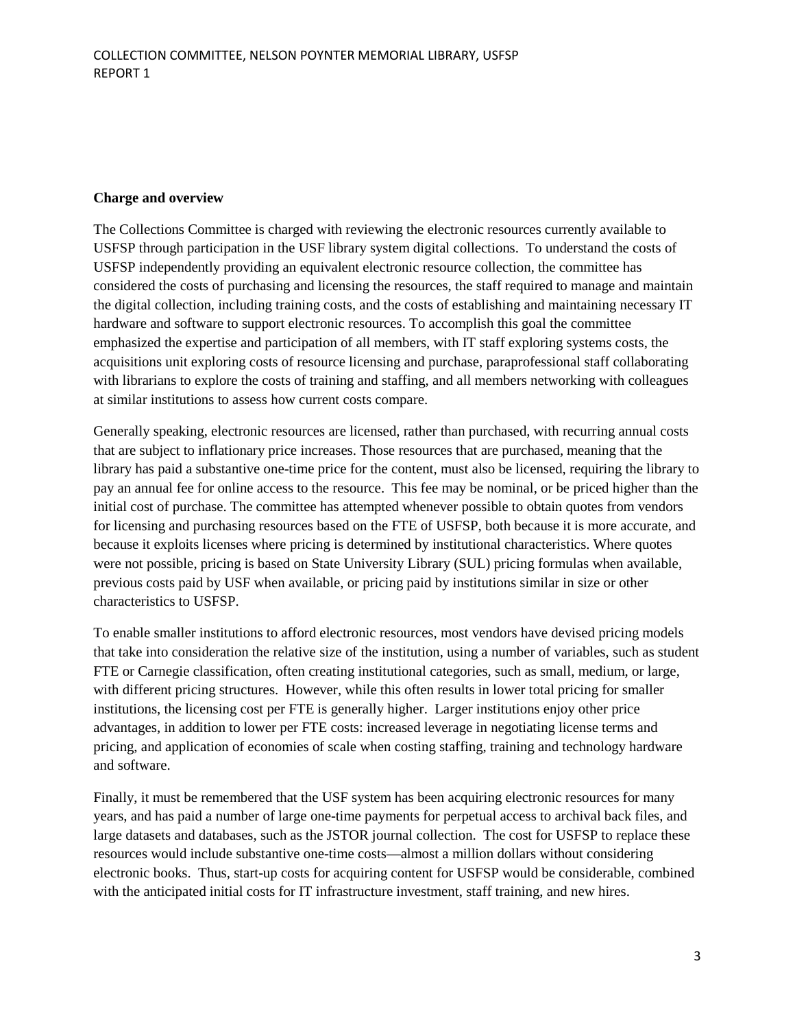**Charge and overview**

The Collections Committee is charged with reviewing the electronic resources currently available to USFSP through participation in the USF library system digital collections. To understand the costs of USFSP independently providing an equivalent electronic resource collection, the committee has considered the costs of purchasing and licensing the resources, the staff required to manage and maintain the digital collection, including training costs, and the costs of establishing and maintaining necessary IT hardware and software to support electronic resources. To accomplish this goal the committee emphasized the expertise and participation of all members, with IT staff exploring systems costs, the acquisitions unit exploring costs of resource licensing and purchase, paraprofessional staff collaborating with librarians to explore the costs of training and staffing, and all members networking with colleagues at similar institutions to assess how current costs compare.

Generally speaking, electronic resources are licensed, rather than purchased, with recurring annual costs that are subject to inflationary price increases. Those resources that are purchased, meaning that the library has paid a substantive one-time price for the content, must also be licensed, requiring the library to pay an annual fee for online access to the resource. This fee may be nominal, or be priced higher than the initial cost of purchase. The committee has attempted whenever possible to obtain quotes from vendors for licensing and purchasing resources based on the FTE of USFSP, both because it is more accurate, and because it exploits licenses where pricing is determined by institutional characteristics. Where quotes were not possible, pricing is based on State University Library (SUL) pricing formulas when available, previous costs paid by USF when available, or pricing paid by institutions similar in size or other characteristics to USFSP.

To enable smaller institutions to afford electronic resources, most vendors have devised pricing models that take into consideration the relative size of the institution, using a number of variables, such as student FTE or Carnegie classification, often creating institutional categories, such as small, medium, or large, with different pricing structures. However, while this often results in lower total pricing for smaller institutions, the licensing cost per FTE is generally higher. Larger institutions enjoy other price advantages, in addition to lower per FTE costs: increased leverage in negotiating license terms and pricing, and application of economies of scale when costing staffing, training and technology hardware and software.

Finally, it must be remembered that the USF system has been acquiring electronic resources for many years, and has paid a number of large one-time payments for perpetual access to archival back files, and large datasets and databases, such as the JSTOR journal collection. The cost for USFSP to replace these resources would include substantive one-time costs—almost a million dollars without considering electronic books. Thus, start-up costs for acquiring content for USFSP would be considerable, combined with the anticipated initial costs for IT infrastructure investment, staff training, and new hires.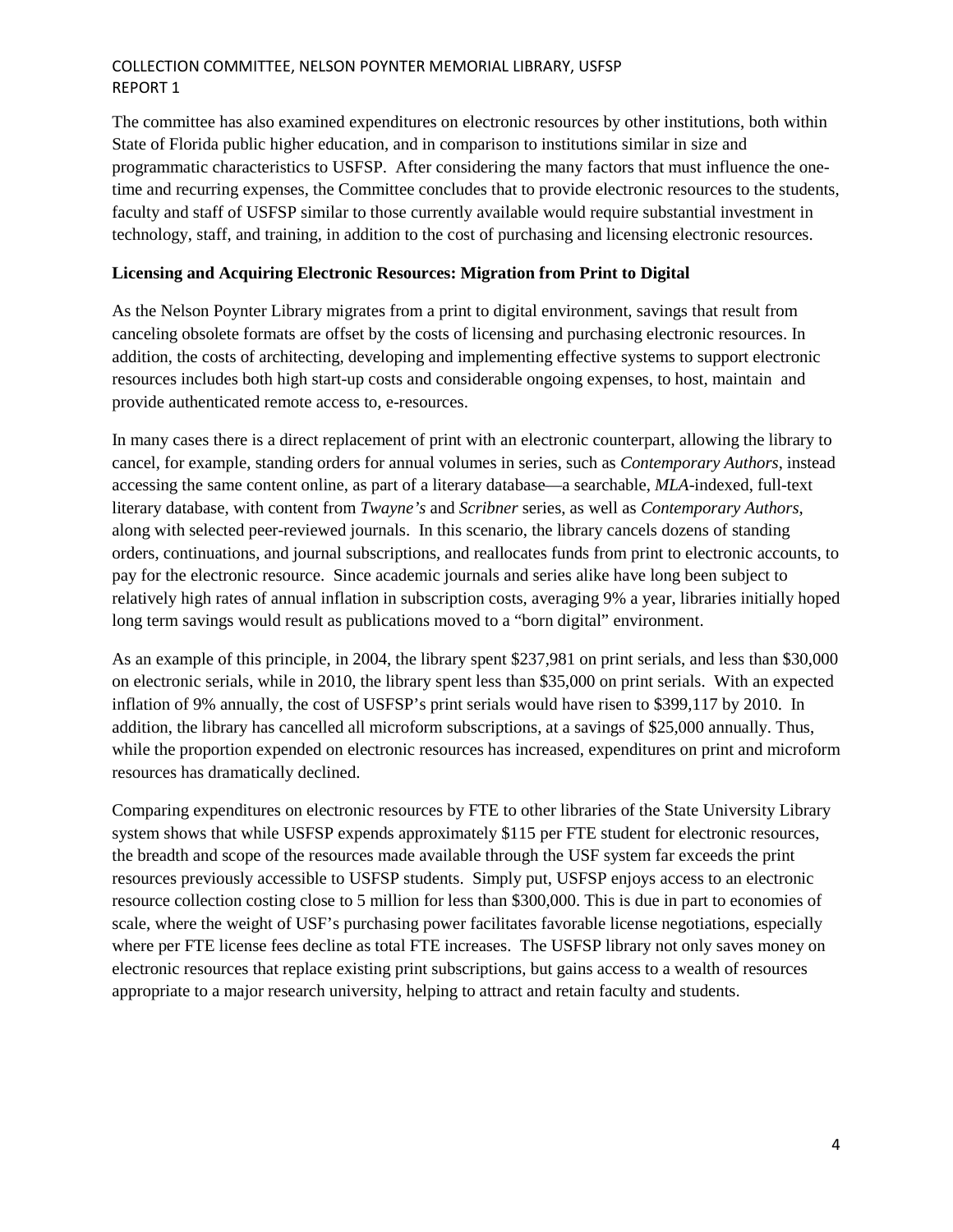The committee has also examined expenditures on electronic resources by other institutions, both within State of Florida public higher education, and in comparison to institutions similar in size and programmatic characteristics to USFSP. After considering the many factors that must influence the one-time and recurring expenses, the Committee concludes that to provide electronic resources to the students, faculty and staff of USFSP similar to those currently available would require substantial investment in technology, staff, and training, in addition to the cost of purchasing and licensing electronic resources.

**Licensing and Acquiring Electronic Resources: Migration from Print to Digital**

As the Nelson Poynter Library migrates from a print to digital environment, savings that result from canceling obsolete formats are offset by the costs of licensing and purchasing electronic resources. In addition, the costs of architecting, developing and implementing effective systems to support electronic resources includes both high start-up costs and considerable ongoing expenses, to host, maintain and provide authenticated remote access to, e-resources.

In many cases there is a direct replacement of print with an electronic counterpart, allowing the library to cancel, for example, standing orders for annual volumes in series, such as *Contemporary Authors*, instead accessing the same content online, as part of a literary database—a searchable, *MLA*-indexed, full-text literary database, with content from *Twayne's* and *Scribner* series, as well as *Contemporary Authors*, along with selected peer-reviewed journals. In this scenario, the library cancels dozens of standing orders, continuations, and journal subscriptions, and reallocates funds from print to electronic accounts, to pay for the electronic resource. Since academic journals and series alike have long been subject to relatively high rates of annual inflation in subscription costs, averaging 9% a year, libraries initially hoped long term savings would result as publications moved to a "born digital" environment.

As an example of this principle, in 2004, the library spent $237,981 on print serials, and less than $30,000 on electronic serials, while in 2010, the library spent less than $35,000 on print serials. With an expected inflation of 9% annually, the cost of USFSP's print serials would have risen to $399,117 by 2010. In addition, the library has cancelled all microform subscriptions, at a savings of $25,000 annually. Thus, while the proportion expended on electronic resources has increased, expenditures on print and microform resources has dramatically declined.

Comparing expenditures on electronic resources by FTE to other libraries of the State University Library system shows that while USFSP expends approximately $115 per FTE student for electronic resources, the breadth and scope of the resources made available through the USF system far exceeds the print resources previously accessible to USFSP students. Simply put, USFSP enjoys access to an electronic resource collection costing close to 5 million for less than $300,000. This is due in part to economies of scale, where the weight of USF's purchasing power facilitates favorable license negotiations, especially where per FTE license fees decline as total FTE increases. The USFSP library not only saves money on electronic resources that replace existing print subscriptions, but gains access to a wealth of resources appropriate to a major research university, helping to attract and retain faculty and students.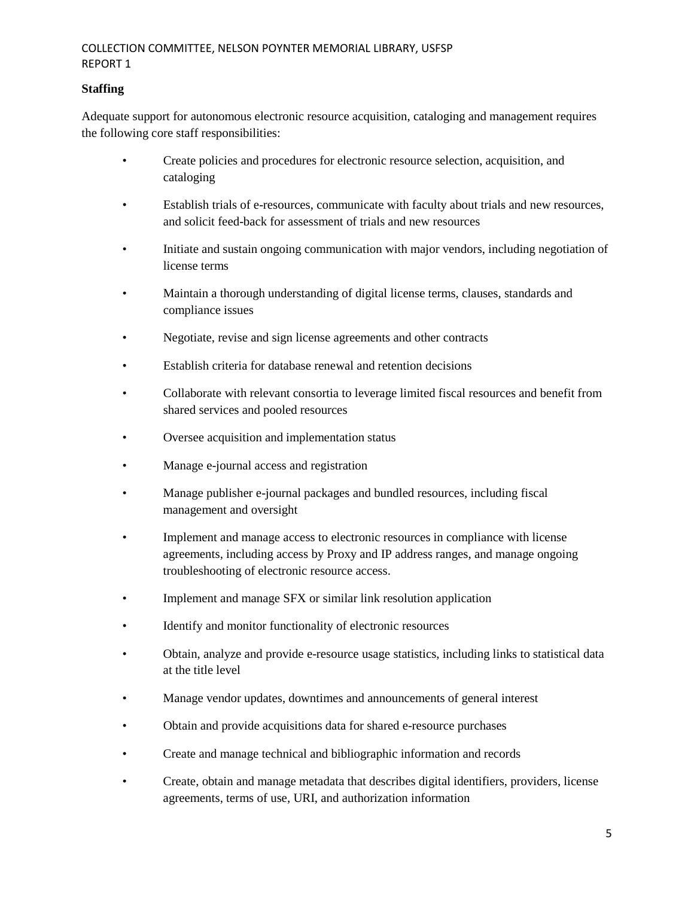**Staffing**

Adequate support for autonomous electronic resource acquisition, cataloging and management requires the following core staff responsibilities:

- Create policies and procedures for electronic resource selection, acquisition, and cataloging
- Establish trials of e-resources, communicate with faculty about trials and new resources, and solicit feed-back for assessment of trials and new resources
- Initiate and sustain ongoing communication with major vendors, including negotiation of license terms
- Maintain a thorough understanding of digital license terms, clauses, standards and compliance issues
- Negotiate, revise and sign license agreements and other contracts
- Establish criteria for database renewal and retention decisions
- Collaborate with relevant consortia to leverage limited fiscal resources and benefit from shared services and pooled resources
- Oversee acquisition and implementation status
- Manage e-journal access and registration
- Manage publisher e-journal packages and bundled resources, including fiscal management and oversight
- Implement and manage access to electronic resources in compliance with license agreements, including access by Proxy and IP address ranges, and manage ongoing troubleshooting of electronic resource access.
- Implement and manage SFX or similar link resolution application
- Identify and monitor functionality of electronic resources
- Obtain, analyze and provide e-resource usage statistics, including links to statistical data at the title level
- Manage vendor updates, downtimes and announcements of general interest
- Obtain and provide acquisitions data for shared e-resource purchases
- Create and manage technical and bibliographic information and records
- Create, obtain and manage metadata that describes digital identifiers, providers, license agreements, terms of use, URI, and authorization information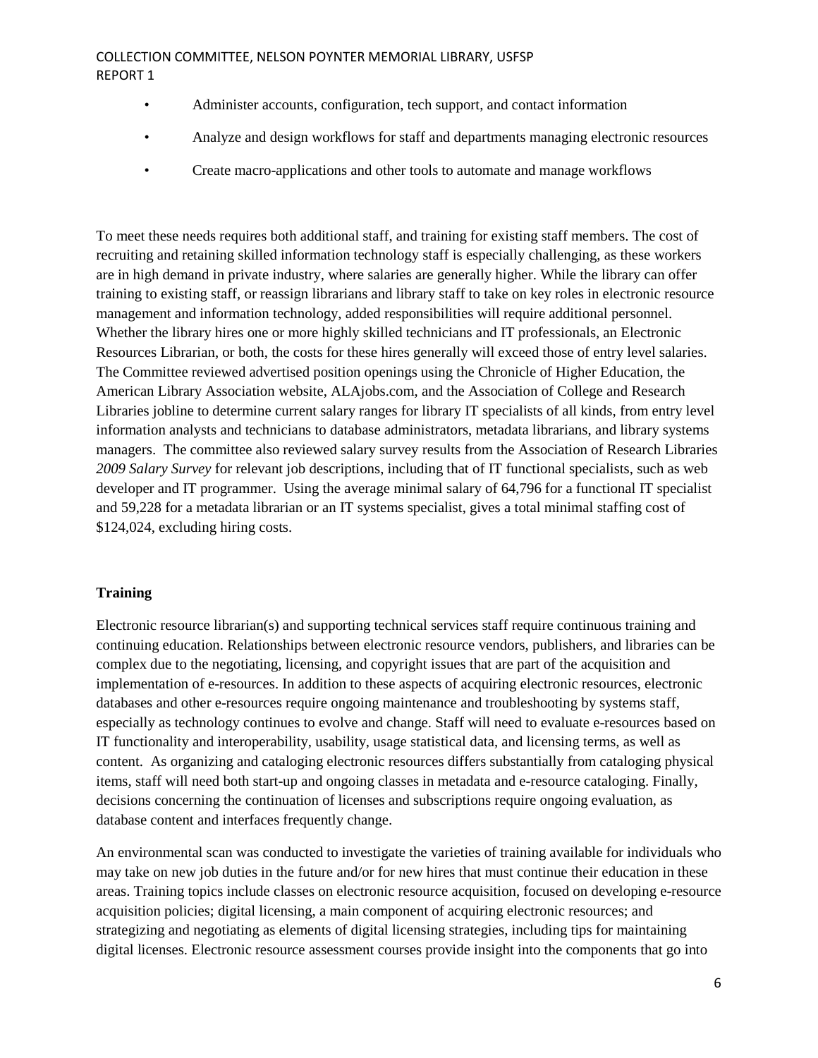- Administer accounts, configuration, tech support, and contact information
- Analyze and design workflows for staff and departments managing electronic resources
- Create macro-applications and other tools to automate and manage workflows

To meet these needs requires both additional staff, and training for existing staff members. The cost of recruiting and retaining skilled information technology staff is especially challenging, as these workers are in high demand in private industry, where salaries are generally higher. While the library can offer training to existing staff, or reassign librarians and library staff to take on key roles in electronic resource management and information technology, added responsibilities will require additional personnel. Whether the library hires one or more highly skilled technicians and IT professionals, an Electronic Resources Librarian, or both, the costs for these hires generally will exceed those of entry level salaries. The Committee reviewed advertised position openings using the Chronicle of Higher Education, the American Library Association website, ALAjobs.com, and the Association of College and Research Libraries jobline to determine current salary ranges for library IT specialists of all kinds, from entry level information analysts and technicians to database administrators, metadata librarians, and library systems managers. The committee also reviewed salary survey results from the Association of Research Libraries *2009 Salary Survey* for relevant job descriptions, including that of IT functional specialists, such as web developer and IT programmer. Using the average minimal salary of 64,796 for a functional IT specialist and 59,228 for a metadata librarian or an IT systems specialist, gives a total minimal staffing cost of $124,024, excluding hiring costs.

**Training**

Electronic resource librarian(s) and supporting technical services staff require continuous training and continuing education. Relationships between electronic resource vendors, publishers, and libraries can be complex due to the negotiating, licensing, and copyright issues that are part of the acquisition and implementation of e-resources. In addition to these aspects of acquiring electronic resources, electronic databases and other e-resources require ongoing maintenance and troubleshooting by systems staff, especially as technology continues to evolve and change. Staff will need to evaluate e-resources based on IT functionality and interoperability, usability, usage statistical data, and licensing terms, as well as content. As organizing and cataloging electronic resources differs substantially from cataloging physical items, staff will need both start-up and ongoing classes in metadata and e-resource cataloging. Finally, decisions concerning the continuation of licenses and subscriptions require ongoing evaluation, as database content and interfaces frequently change.

An environmental scan was conducted to investigate the varieties of training available for individuals who may take on new job duties in the future and/or for new hires that must continue their education in these areas. Training topics include classes on electronic resource acquisition, focused on developing e-resource acquisition policies; digital licensing, a main component of acquiring electronic resources; and strategizing and negotiating as elements of digital licensing strategies, including tips for maintaining digital licenses. Electronic resource assessment courses provide insight into the components that go into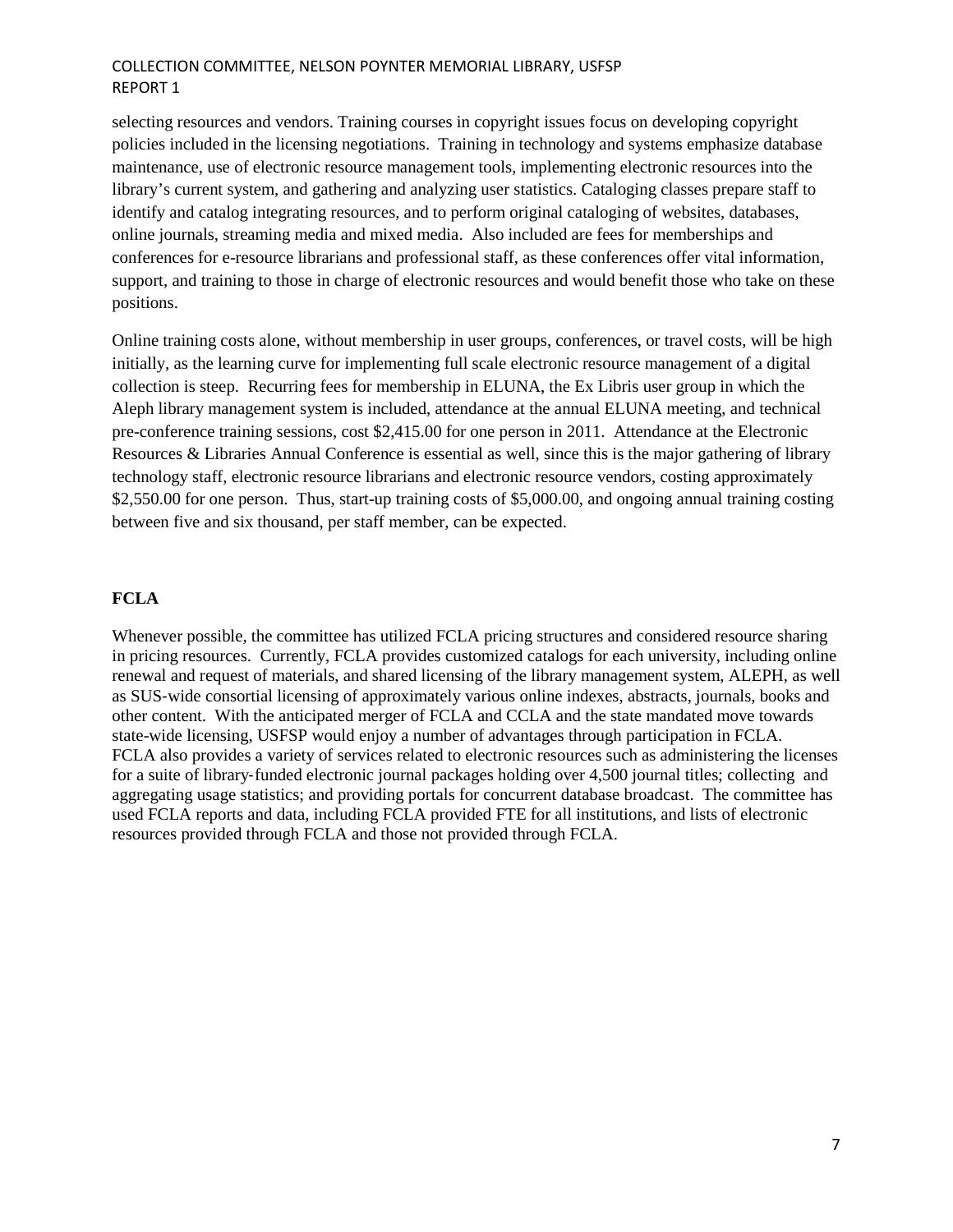selecting resources and vendors. Training courses in copyright issues focus on developing copyright policies included in the licensing negotiations. Training in technology and systems emphasize database maintenance, use of electronic resource management tools, implementing electronic resources into the library's current system, and gathering and analyzing user statistics. Cataloging classes prepare staff to identify and catalog integrating resources, and to perform original cataloging of websites, databases, online journals, streaming media and mixed media. Also included are fees for memberships and conferences for e-resource librarians and professional staff, as these conferences offer vital information, support, and training to those in charge of electronic resources and would benefit those who take on these positions.

Online training costs alone, without membership in user groups, conferences, or travel costs, will be high initially, as the learning curve for implementing full scale electronic resource management of a digital collection is steep. Recurring fees for membership in ELUNA, the Ex Libris user group in which the Aleph library management system is included, attendance at the annual ELUNA meeting, and technical pre-conference training sessions, cost $2,415.00 for one person in 2011. Attendance at the Electronic Resources & Libraries Annual Conference is essential as well, since this is the major gathering of library technology staff, electronic resource librarians and electronic resource vendors, costing approximately $2,550.00 for one person. Thus, start-up training costs of $5,000.00, and ongoing annual training costing between five and six thousand, per staff member, can be expected.

## FCLA

Whenever possible, the committee has utilized FCLA pricing structures and considered resource sharing in pricing resources. Currently, FCLA provides customized catalogs for each university, including online renewal and request of materials, and shared licensing of the library management system, ALEPH, as well as SUS-wide consortial licensing of approximately various online indexes, abstracts, journals, books and other content. With the anticipated merger of FCLA and CCLA and the state mandated move towards state-wide licensing, USFSP would enjoy a number of advantages through participation in FCLA. FCLA also provides a variety of services related to electronic resources such as administering the licenses for a suite of library-funded electronic journal packages holding over 4,500 journal titles; collecting and aggregating usage statistics; and providing portals for concurrent database broadcast. The committee has used FCLA reports and data, including FCLA provided FTE for all institutions, and lists of electronic resources provided through FCLA and those not provided through FCLA.